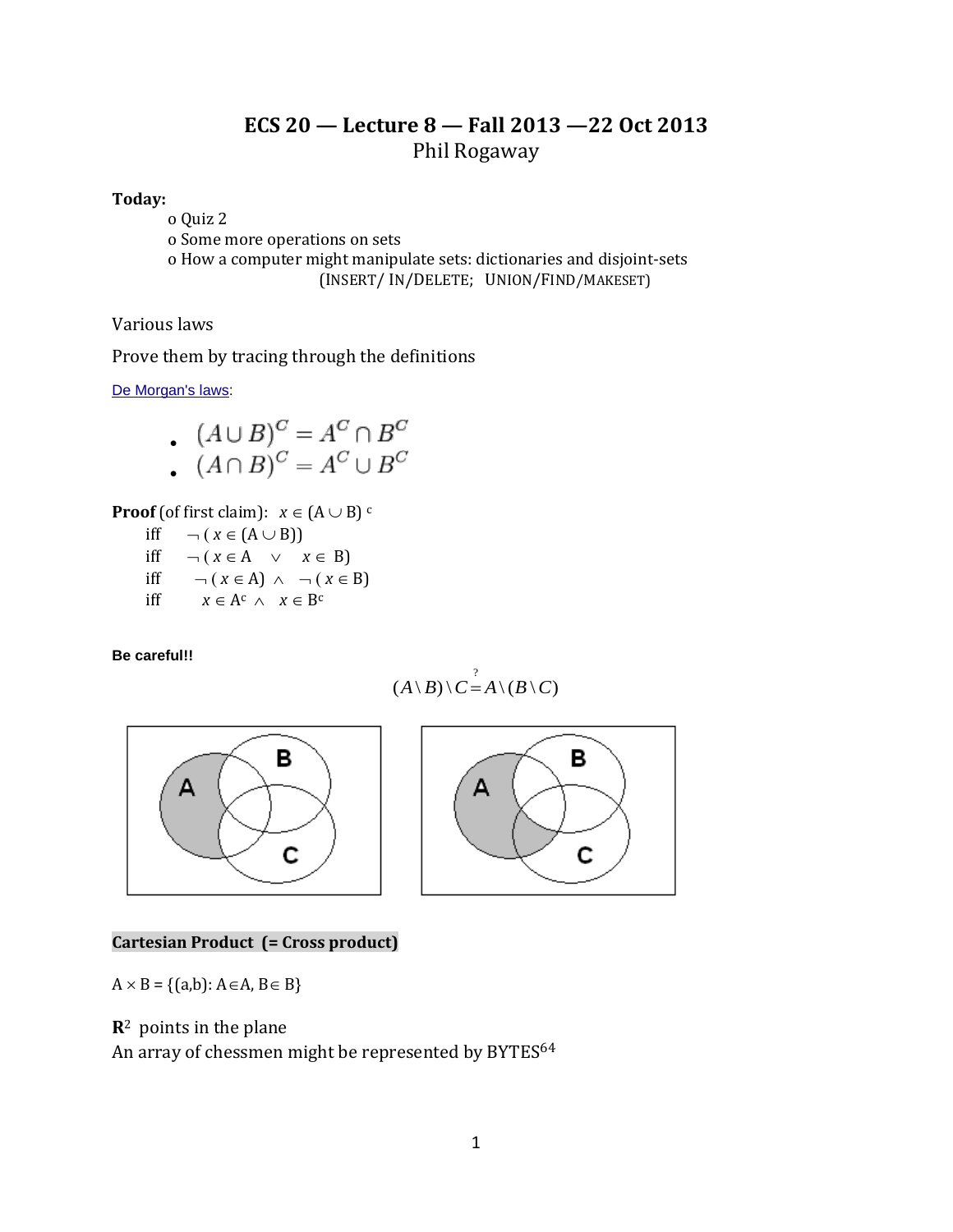# ECS 20 — Lecture 8 — Fall 2013 —22 Oct 2013

Phil Rogaway

**Today:**

- o Quiz 2
- o Some more operations on sets
- o How a computer might manipulate sets: dictionaries and disjoint-sets (INSERT/ IN/DELETE; UNION/FIND/MAKESET)

Various laws

Prove them by tracing through the definitions

De Morgan's laws:

- $(A \cup B)^C = A^C \cap B^C$
- $(A \cap B)^C = A^C \cup B^C$

**Proof** (of first claim): $x \in (A \cup B)^c$

iff $\neg(x \in (A \cup B))$

iff $\neg(x \in A \;\; \vee \;\; x \in B)$

iff $\neg(x \in A) \wedge \neg(x \in B)$

iff $x \in A^c \wedge x \in B^c$

**Be careful!!**

$$(A \setminus B) \setminus C \stackrel{?}{=} A \setminus (B \setminus C)$$

**Cartesian Product (= Cross product)**

$A \times B = \{(a,b): A \in A, B \in B\}$

$\mathbf{R}^2$ points in the plane

An array of chessmen might be represented by $\text{BYTES}^{64}$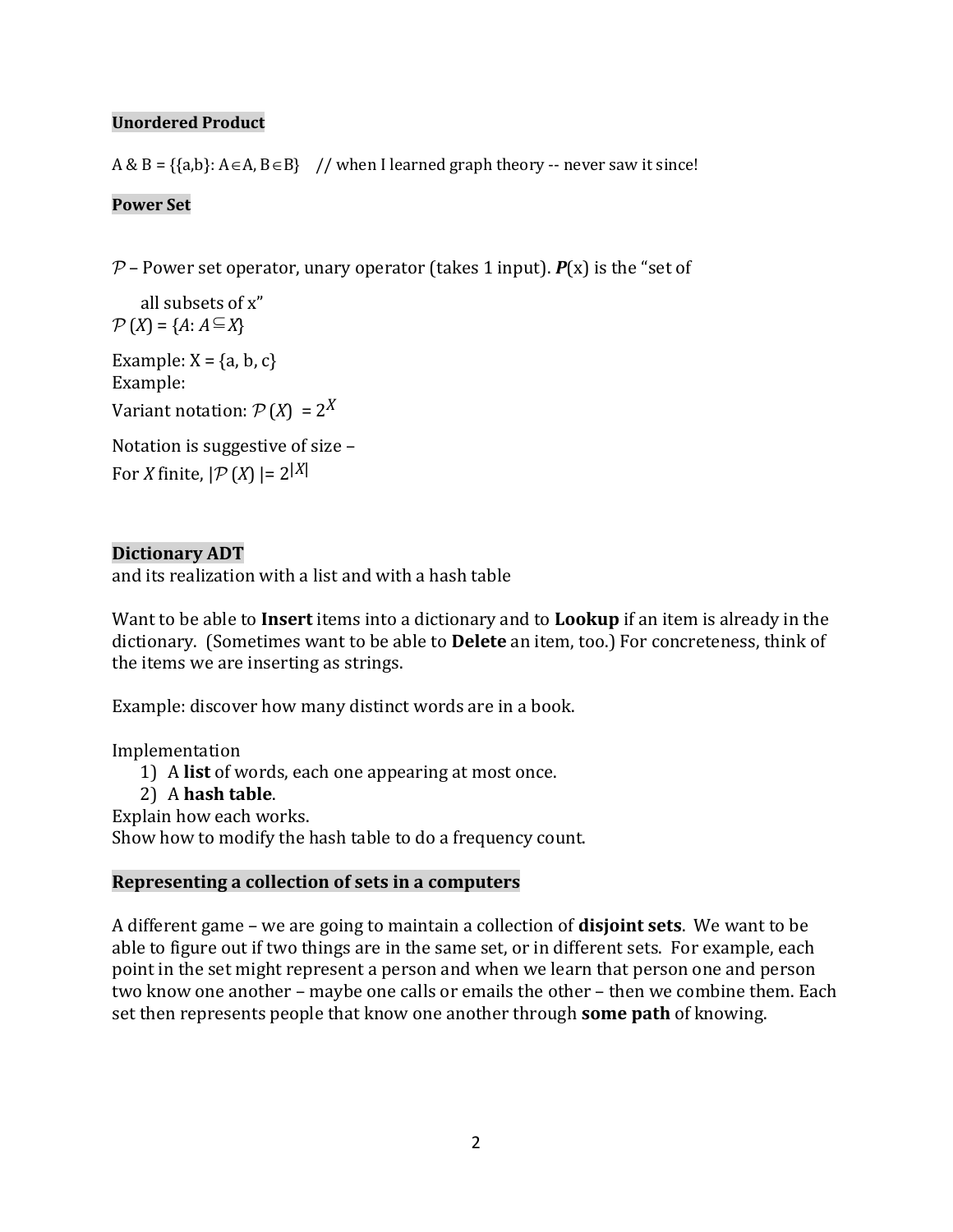**Unordered Product**

A & B = $\{\{a,b\}: A \in A, B \in B\}$ // when I learned graph theory -- never saw it since!

**Power Set**

$\mathcal{P}$ – Power set operator, unary operator (takes 1 input). ***P***(x) is the "set of all subsets of x"

$\mathcal{P}(X) = \{A: A \subseteq X\}$

Example: X = {a, b, c}
Example:
Variant notation: $\mathcal{P}(X) = 2^X$

Notation is suggestive of size –
For $X$ finite, $|\mathcal{P}(X)| = 2^{|X|}$

**Dictionary ADT**
and its realization with a list and with a hash table

Want to be able to **Insert** items into a dictionary and to **Lookup** if an item is already in the dictionary. (Sometimes want to be able to **Delete** an item, too.) For concreteness, think of the items we are inserting as strings.

Example: discover how many distinct words are in a book.

Implementation
1) A **list** of words, each one appearing at most once.
2) A **hash table**.

Explain how each works.
Show how to modify the hash table to do a frequency count.

**Representing a collection of sets in a computers**

A different game – we are going to maintain a collection of **disjoint sets**. We want to be able to figure out if two things are in the same set, or in different sets. For example, each point in the set might represent a person and when we learn that person one and person two know one another – maybe one calls or emails the other – then we combine them. Each set then represents people that know one another through **some path** of knowing.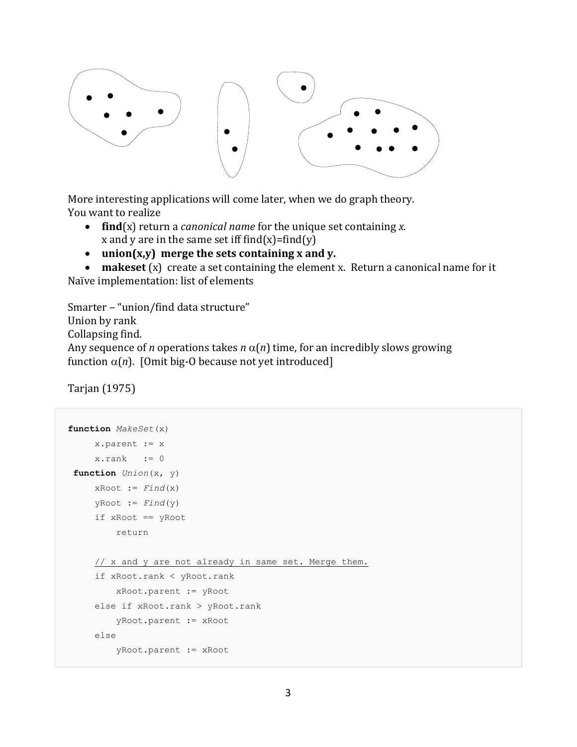More interesting applications will come later, when we do graph theory.
You want to realize

- **find**(x) return a *canonical name* for the unique set containing *x*.
  x and y are in the same set iff find(x)=find(y)
- **union(x,y) merge the sets containing x and y.**
- **makeset** (x) create a set containing the element x. Return a canonical name for it

Naïve implementation: list of elements

Smarter – "union/find data structure"
Union by rank
Collapsing find.
Any sequence of *n* operations takes $n\,\alpha(n)$ time, for an incredibly slows growing function $\alpha(n)$. [Omit big-O because not yet introduced]

Tarjan (1975)

```
function MakeSet(x)
     x.parent := x
     x.rank   := 0
 function Union(x, y)
     xRoot := Find(x)
     yRoot := Find(y)
     if xRoot == yRoot
         return

     // x and y are not already in same set. Merge them.
     if xRoot.rank < yRoot.rank
         xRoot.parent := yRoot
     else if xRoot.rank > yRoot.rank
         yRoot.parent := xRoot
     else
         yRoot.parent := xRoot
```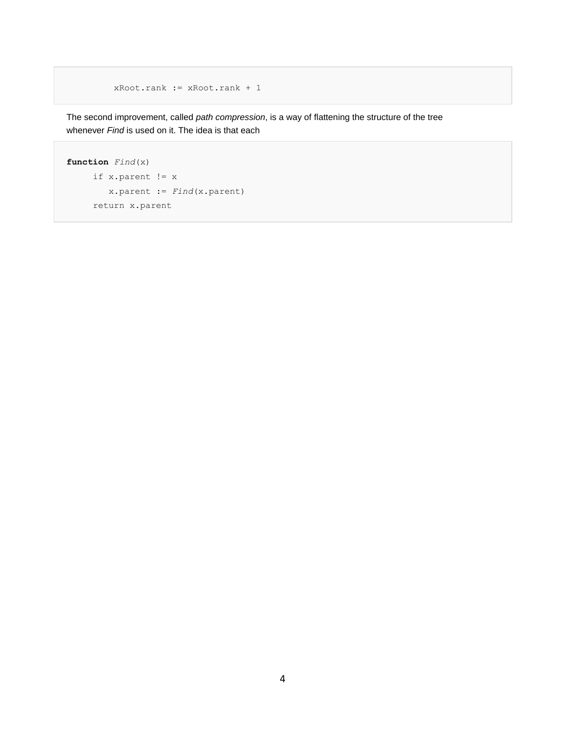```
        xRoot.rank := xRoot.rank + 1
```

The second improvement, called *path compression*, is a way of flattening the structure of the tree whenever *Find* is used on it. The idea is that each

```
function Find(x)
     if x.parent != x
        x.parent := Find(x.parent)
     return x.parent
```